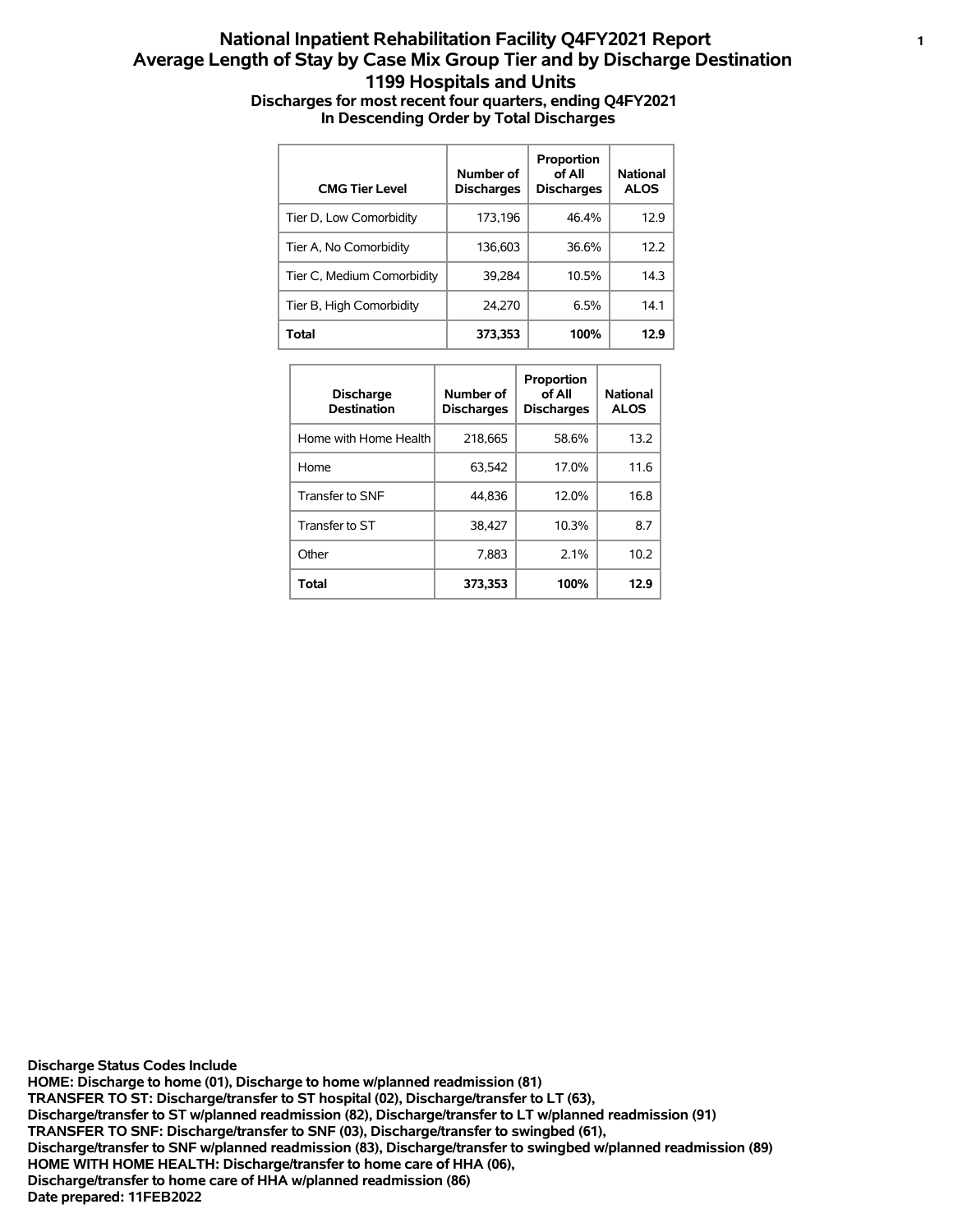# National Inpatient Rehabilitation Facility Q4FY2021 Report
## Average Length of Stay by Case Mix Group Tier and by Discharge Destination
## 1199 Hospitals and Units

**Discharges for most recent four quarters, ending Q4FY2021**
**In Descending Order by Total Discharges**

| CMG Tier Level | Number of Discharges | Proportion of All Discharges | National ALOS |
|---|---|---|---|
| Tier D, Low Comorbidity | 173,196 | 46.4% | 12.9 |
| Tier A, No Comorbidity | 136,603 | 36.6% | 12.2 |
| Tier C, Medium Comorbidity | 39,284 | 10.5% | 14.3 |
| Tier B, High Comorbidity | 24,270 | 6.5% | 14.1 |
| **Total** | **373,353** | **100%** | **12.9** |

| Discharge Destination | Number of Discharges | Proportion of All Discharges | National ALOS |
|---|---|---|---|
| Home with Home Health | 218,665 | 58.6% | 13.2 |
| Home | 63,542 | 17.0% | 11.6 |
| Transfer to SNF | 44,836 | 12.0% | 16.8 |
| Transfer to ST | 38,427 | 10.3% | 8.7 |
| Other | 7,883 | 2.1% | 10.2 |
| **Total** | **373,353** | **100%** | **12.9** |

**Discharge Status Codes Include**
**HOME: Discharge to home (01), Discharge to home w/planned readmission (81)**
**TRANSFER TO ST: Discharge/transfer to ST hospital (02), Discharge/transfer to LT (63), Discharge/transfer to ST w/planned readmission (82), Discharge/transfer to LT w/planned readmission (91)**
**TRANSFER TO SNF: Discharge/transfer to SNF (03), Discharge/transfer to swingbed (61), Discharge/transfer to SNF w/planned readmission (83), Discharge/transfer to swingbed w/planned readmission (89)**
**HOME WITH HOME HEALTH: Discharge/transfer to home care of HHA (06), Discharge/transfer to home care of HHA w/planned readmission (86)**
**Date prepared: 11FEB2022**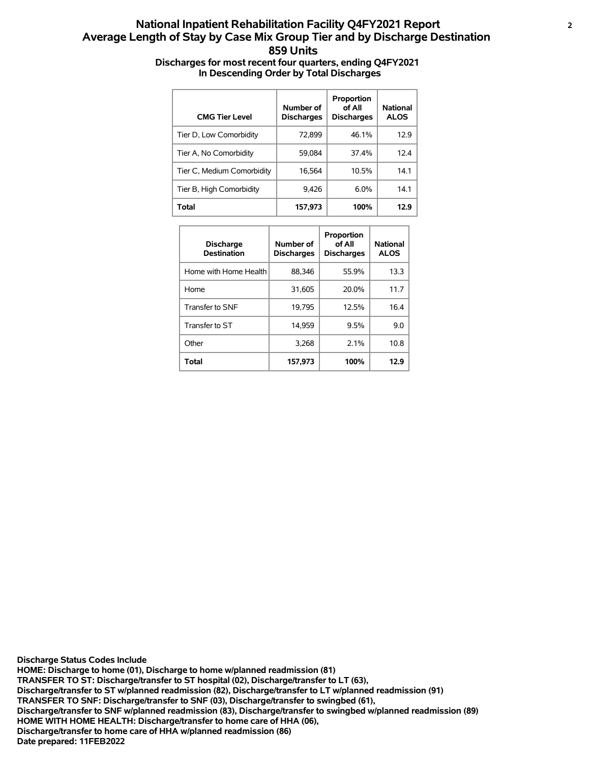# National Inpatient Rehabilitation Facility Q4FY2021 Report
## Average Length of Stay by Case Mix Group Tier and by Discharge Destination
## 859 Units

### Discharges for most recent four quarters, ending Q4FY2021
### In Descending Order by Total Discharges

| CMG Tier Level | Number of Discharges | Proportion of All Discharges | National ALOS |
|---|---|---|---|
| Tier D, Low Comorbidity | 72,899 | 46.1% | 12.9 |
| Tier A, No Comorbidity | 59,084 | 37.4% | 12.4 |
| Tier C, Medium Comorbidity | 16,564 | 10.5% | 14.1 |
| Tier B, High Comorbidity | 9,426 | 6.0% | 14.1 |
| **Total** | **157,973** | **100%** | **12.9** |

| Discharge Destination | Number of Discharges | Proportion of All Discharges | National ALOS |
|---|---|---|---|
| Home with Home Health | 88,346 | 55.9% | 13.3 |
| Home | 31,605 | 20.0% | 11.7 |
| Transfer to SNF | 19,795 | 12.5% | 16.4 |
| Transfer to ST | 14,959 | 9.5% | 9.0 |
| Other | 3,268 | 2.1% | 10.8 |
| **Total** | **157,973** | **100%** | **12.9** |

**Discharge Status Codes Include**
**HOME: Discharge to home (01), Discharge to home w/planned readmission (81)**
**TRANSFER TO ST: Discharge/transfer to ST hospital (02), Discharge/transfer to LT (63), Discharge/transfer to ST w/planned readmission (82), Discharge/transfer to LT w/planned readmission (91)**
**TRANSFER TO SNF: Discharge/transfer to SNF (03), Discharge/transfer to swingbed (61), Discharge/transfer to SNF w/planned readmission (83), Discharge/transfer to swingbed w/planned readmission (89)**
**HOME WITH HOME HEALTH: Discharge/transfer to home care of HHA (06), Discharge/transfer to home care of HHA w/planned readmission (86)**
**Date prepared: 11FEB2022**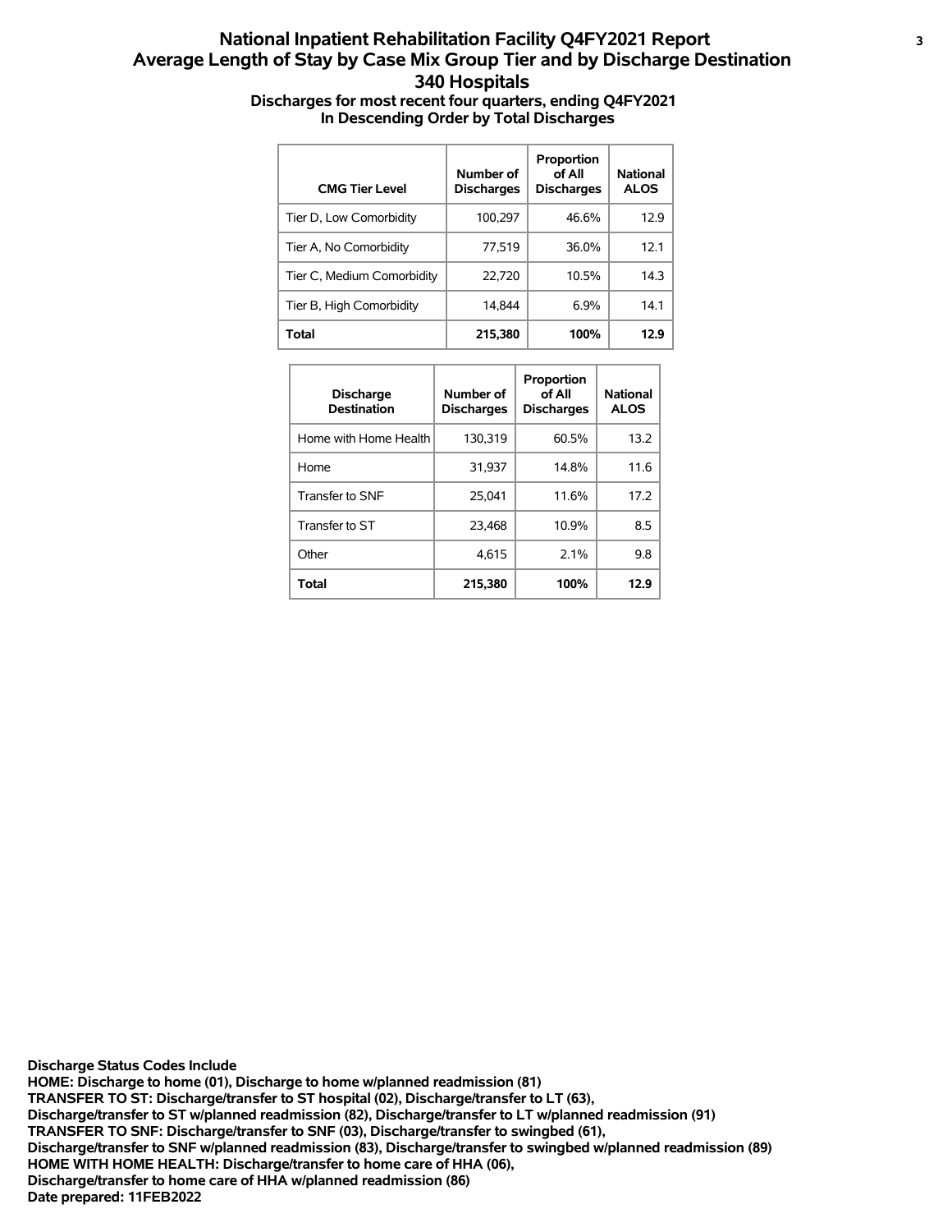# National Inpatient Rehabilitation Facility Q4FY2021 Report
## Average Length of Stay by Case Mix Group Tier and by Discharge Destination
## 340 Hospitals

**Discharges for most recent four quarters, ending Q4FY2021**
**In Descending Order by Total Discharges**

| CMG Tier Level | Number of Discharges | Proportion of All Discharges | National ALOS |
|---|---|---|---|
| Tier D, Low Comorbidity | 100,297 | 46.6% | 12.9 |
| Tier A, No Comorbidity | 77,519 | 36.0% | 12.1 |
| Tier C, Medium Comorbidity | 22,720 | 10.5% | 14.3 |
| Tier B, High Comorbidity | 14,844 | 6.9% | 14.1 |
| **Total** | **215,380** | **100%** | **12.9** |

| Discharge Destination | Number of Discharges | Proportion of All Discharges | National ALOS |
|---|---|---|---|
| Home with Home Health | 130,319 | 60.5% | 13.2 |
| Home | 31,937 | 14.8% | 11.6 |
| Transfer to SNF | 25,041 | 11.6% | 17.2 |
| Transfer to ST | 23,468 | 10.9% | 8.5 |
| Other | 4,615 | 2.1% | 9.8 |
| **Total** | **215,380** | **100%** | **12.9** |

**Discharge Status Codes Include**
**HOME: Discharge to home (01), Discharge to home w/planned readmission (81)**
**TRANSFER TO ST: Discharge/transfer to ST hospital (02), Discharge/transfer to LT (63),**
**Discharge/transfer to ST w/planned readmission (82), Discharge/transfer to LT w/planned readmission (91)**
**TRANSFER TO SNF: Discharge/transfer to SNF (03), Discharge/transfer to swingbed (61),**
**Discharge/transfer to SNF w/planned readmission (83), Discharge/transfer to swingbed w/planned readmission (89)**
**HOME WITH HOME HEALTH: Discharge/transfer to home care of HHA (06),**
**Discharge/transfer to home care of HHA w/planned readmission (86)**
**Date prepared: 11FEB2022**